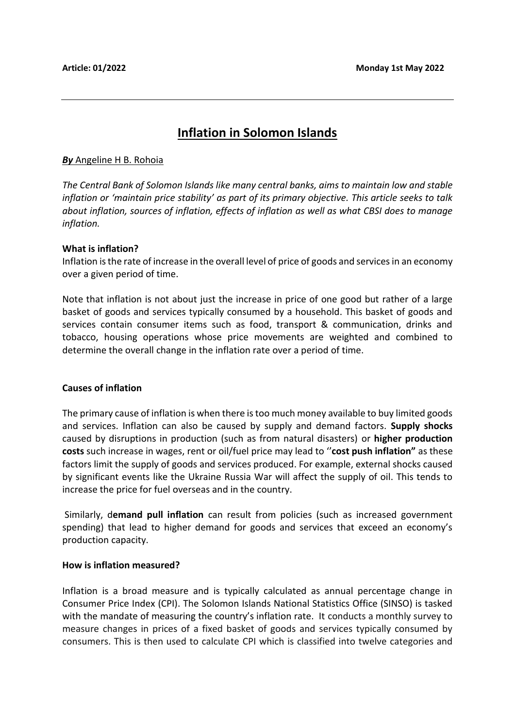**Article: 01/2022** **Monday 1st May 2022**

---

# Inflation in Solomon Islands

***By*** Angeline H B. Rohoia

*The Central Bank of Solomon Islands like many central banks, aims to maintain low and stable inflation or 'maintain price stability' as part of its primary objective. This article seeks to talk about inflation, sources of inflation, effects of inflation as well as what CBSI does to manage inflation.*

**What is inflation?**

Inflation is the rate of increase in the overall level of price of goods and services in an economy over a given period of time.

Note that inflation is not about just the increase in price of one good but rather of a large basket of goods and services typically consumed by a household. This basket of goods and services contain consumer items such as food, transport & communication, drinks and tobacco, housing operations whose price movements are weighted and combined to determine the overall change in the inflation rate over a period of time.

**Causes of inflation**

The primary cause of inflation is when there is too much money available to buy limited goods and services. Inflation can also be caused by supply and demand factors. **Supply shocks** caused by disruptions in production (such as from natural disasters) or **higher production costs** such increase in wages, rent or oil/fuel price may lead to ''**cost push inflation"** as these factors limit the supply of goods and services produced. For example, external shocks caused by significant events like the Ukraine Russia War will affect the supply of oil. This tends to increase the price for fuel overseas and in the country.

Similarly, d**emand pull inflation** can result from policies (such as increased government spending) that lead to higher demand for goods and services that exceed an economy's production capacity.

**How is inflation measured?**

Inflation is a broad measure and is typically calculated as annual percentage change in Consumer Price Index (CPI). The Solomon Islands National Statistics Office (SINSO) is tasked with the mandate of measuring the country's inflation rate. It conducts a monthly survey to measure changes in prices of a fixed basket of goods and services typically consumed by consumers. This is then used to calculate CPI which is classified into twelve categories and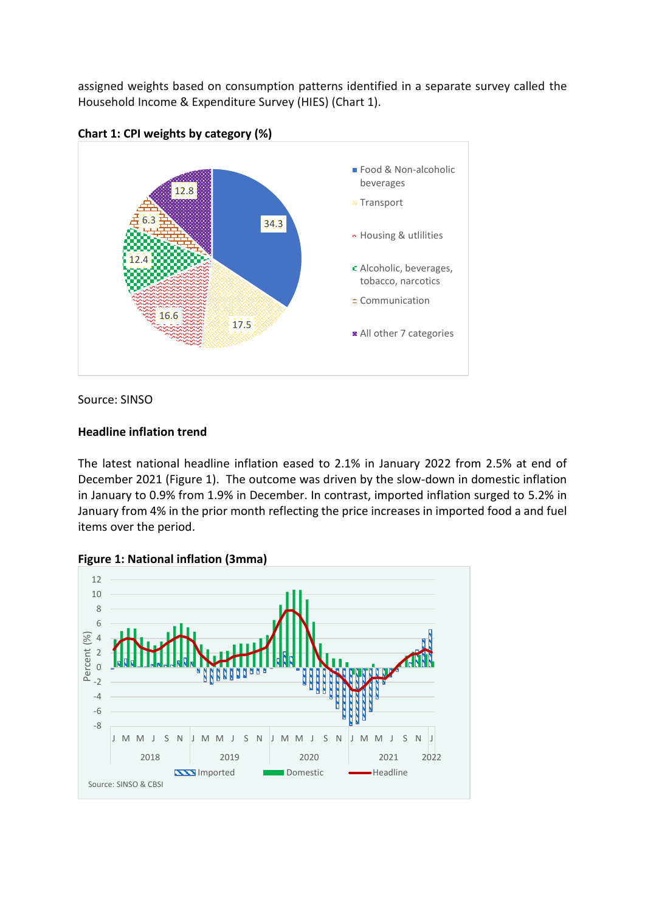assigned weights based on consumption patterns identified in a separate survey called the Household Income & Expenditure Survey (HIES) (Chart 1).

**Chart 1: CPI weights by category (%)**

Source: SINSO

**Headline inflation trend**

The latest national headline inflation eased to 2.1% in January 2022 from 2.5% at end of December 2021 (Figure 1). The outcome was driven by the slow-down in domestic inflation in January to 0.9% from 1.9% in December. In contrast, imported inflation surged to 5.2% in January from 4% in the prior month reflecting the price increases in imported food a and fuel items over the period.

**Figure 1: National inflation (3mma)**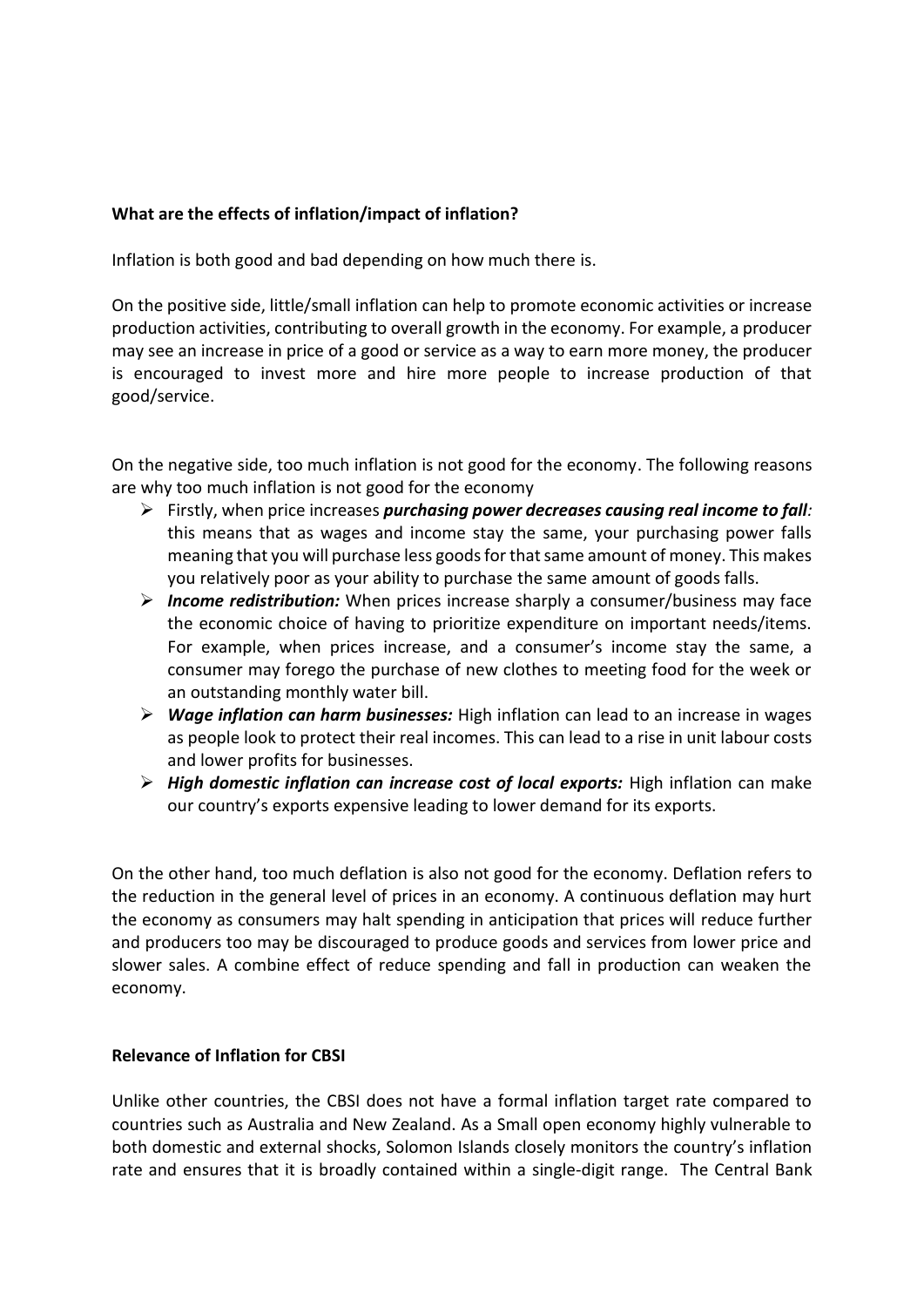**What are the effects of inflation/impact of inflation?**

Inflation is both good and bad depending on how much there is.

On the positive side, little/small inflation can help to promote economic activities or increase production activities, contributing to overall growth in the economy. For example, a producer may see an increase in price of a good or service as a way to earn more money, the producer is encouraged to invest more and hire more people to increase production of that good/service.

On the negative side, too much inflation is not good for the economy. The following reasons are why too much inflation is not good for the economy

- Firstly, when price increases ***purchasing power decreases causing real income to fall****:* this means that as wages and income stay the same, your purchasing power falls meaning that you will purchase less goods for that same amount of money. This makes you relatively poor as your ability to purchase the same amount of goods falls.
- ***Income redistribution:*** When prices increase sharply a consumer/business may face the economic choice of having to prioritize expenditure on important needs/items. For example, when prices increase, and a consumer's income stay the same, a consumer may forego the purchase of new clothes to meeting food for the week or an outstanding monthly water bill.
- ***Wage inflation can harm businesses:*** High inflation can lead to an increase in wages as people look to protect their real incomes. This can lead to a rise in unit labour costs and lower profits for businesses.
- ***High domestic inflation can increase cost of local exports:*** High inflation can make our country's exports expensive leading to lower demand for its exports.

On the other hand, too much deflation is also not good for the economy. Deflation refers to the reduction in the general level of prices in an economy. A continuous deflation may hurt the economy as consumers may halt spending in anticipation that prices will reduce further and producers too may be discouraged to produce goods and services from lower price and slower sales. A combine effect of reduce spending and fall in production can weaken the economy.

**Relevance of Inflation for CBSI**

Unlike other countries, the CBSI does not have a formal inflation target rate compared to countries such as Australia and New Zealand. As a Small open economy highly vulnerable to both domestic and external shocks, Solomon Islands closely monitors the country's inflation rate and ensures that it is broadly contained within a single-digit range. The Central Bank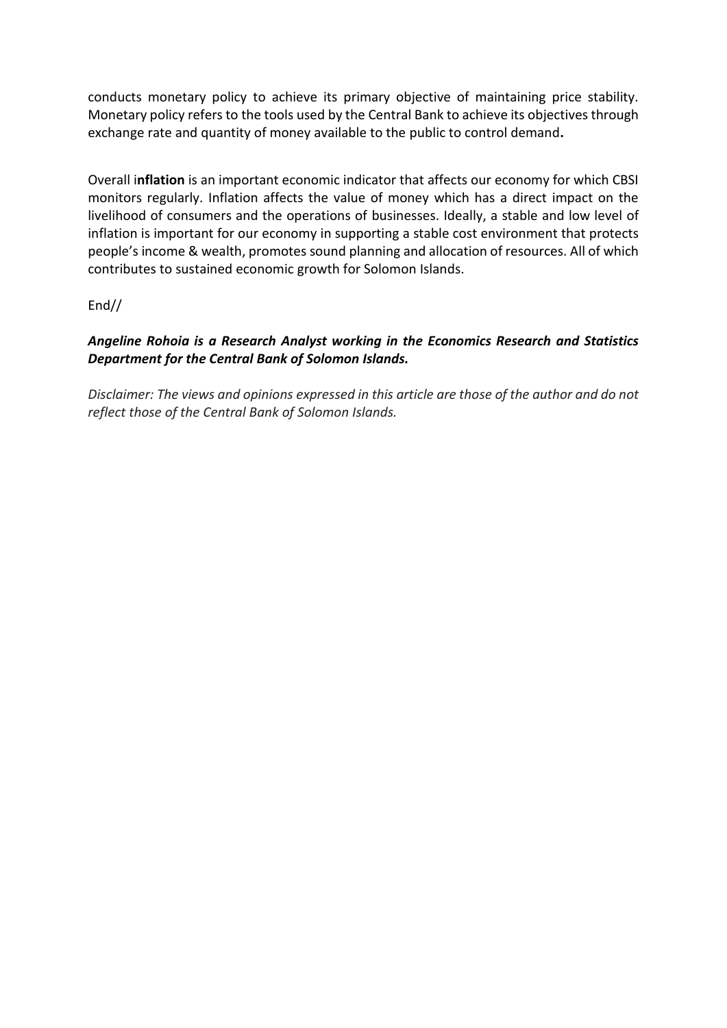conducts monetary policy to achieve its primary objective of maintaining price stability. Monetary policy refers to the tools used by the Central Bank to achieve its objectives through exchange rate and quantity of money available to the public to control demand**.**

Overall i**nflation** is an important economic indicator that affects our economy for which CBSI monitors regularly. Inflation affects the value of money which has a direct impact on the livelihood of consumers and the operations of businesses. Ideally, a stable and low level of inflation is important for our economy in supporting a stable cost environment that protects people's income & wealth, promotes sound planning and allocation of resources. All of which contributes to sustained economic growth for Solomon Islands.

End//

***Angeline Rohoia is a Research Analyst working in the Economics Research and Statistics Department for the Central Bank of Solomon Islands.***

*Disclaimer: The views and opinions expressed in this article are those of the author and do not reflect those of the Central Bank of Solomon Islands.*